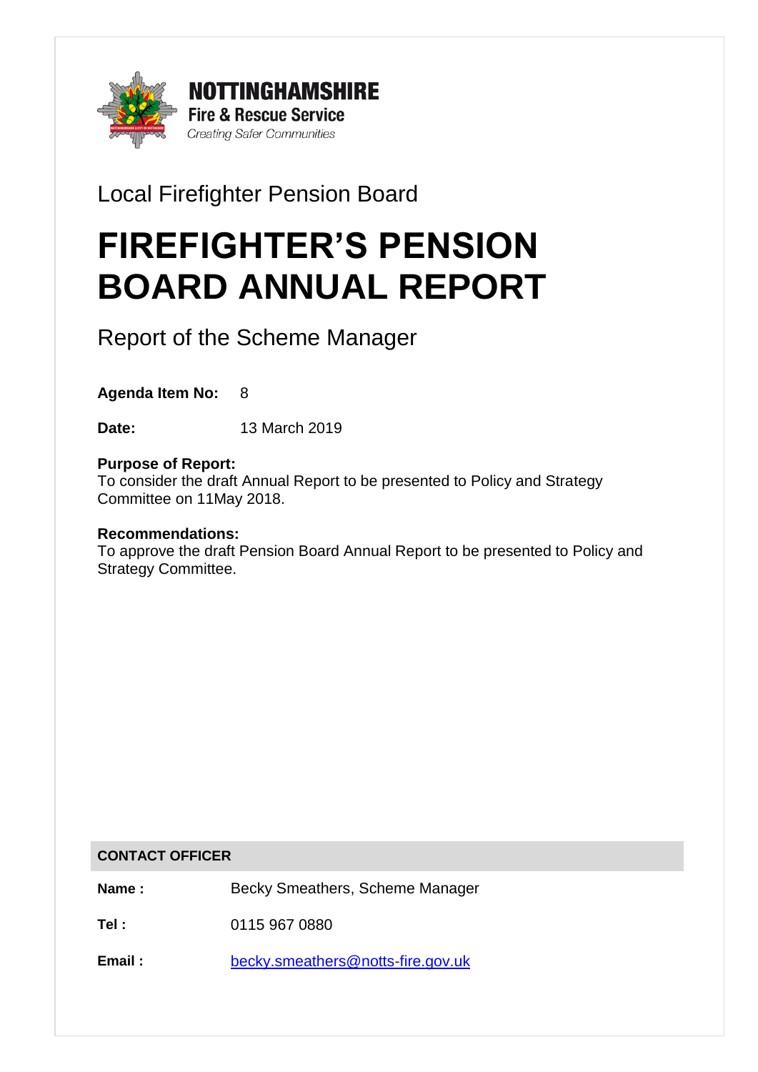**NOTTINGHAMSHIRE**
**Fire & Rescue Service**
*Creating Safer Communities*

Local Firefighter Pension Board

# FIREFIGHTER'S PENSION BOARD ANNUAL REPORT

## Report of the Scheme Manager

**Agenda Item No:** 8

**Date:** 13 March 2019

**Purpose of Report:**
To consider the draft Annual Report to be presented to Policy and Strategy Committee on 11May 2018.

**Recommendations:**
To approve the draft Pension Board Annual Report to be presented to Policy and Strategy Committee.

| CONTACT OFFICER | |
|---|---|
| **Name :** | Becky Smeathers, Scheme Manager |
| **Tel :** | 0115 967 0880 |
| **Email :** | becky.smeathers@notts-fire.gov.uk |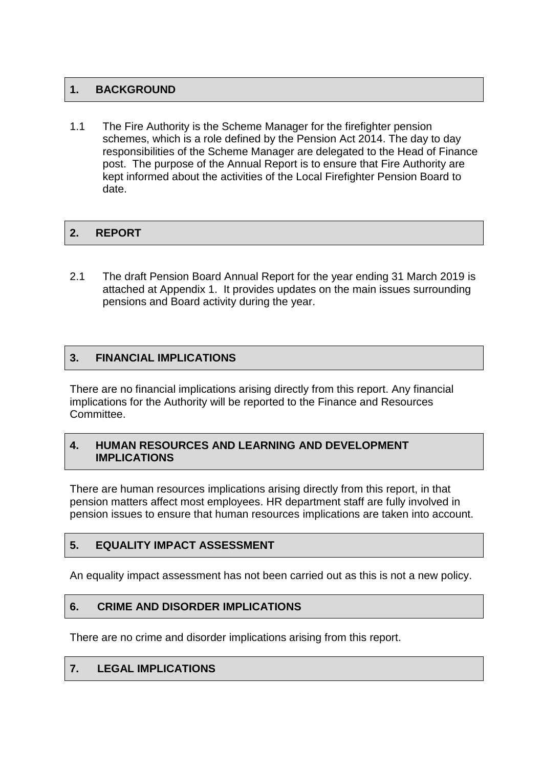## 1. BACKGROUND

1.1 The Fire Authority is the Scheme Manager for the firefighter pension schemes, which is a role defined by the Pension Act 2014. The day to day responsibilities of the Scheme Manager are delegated to the Head of Finance post. The purpose of the Annual Report is to ensure that Fire Authority are kept informed about the activities of the Local Firefighter Pension Board to date.

## 2. REPORT

2.1 The draft Pension Board Annual Report for the year ending 31 March 2019 is attached at Appendix 1. It provides updates on the main issues surrounding pensions and Board activity during the year.

## 3. FINANCIAL IMPLICATIONS

There are no financial implications arising directly from this report. Any financial implications for the Authority will be reported to the Finance and Resources Committee.

## 4. HUMAN RESOURCES AND LEARNING AND DEVELOPMENT IMPLICATIONS

There are human resources implications arising directly from this report, in that pension matters affect most employees. HR department staff are fully involved in pension issues to ensure that human resources implications are taken into account.

## 5. EQUALITY IMPACT ASSESSMENT

An equality impact assessment has not been carried out as this is not a new policy.

## 6. CRIME AND DISORDER IMPLICATIONS

There are no crime and disorder implications arising from this report.

## 7. LEGAL IMPLICATIONS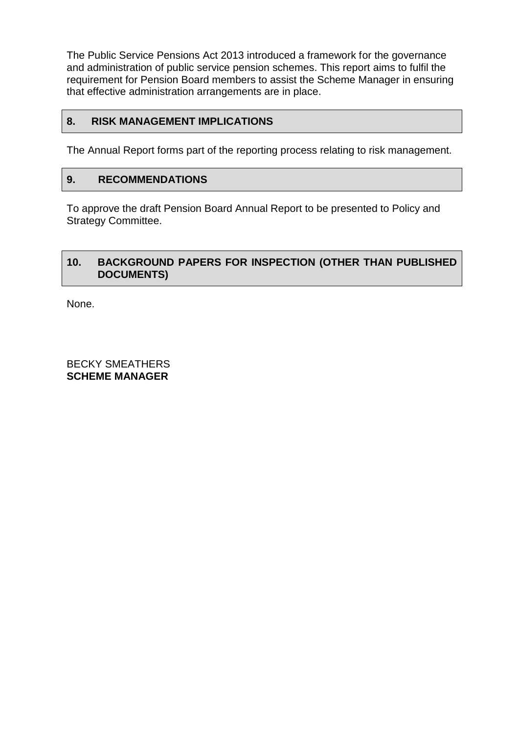The Public Service Pensions Act 2013 introduced a framework for the governance and administration of public service pension schemes. This report aims to fulfil the requirement for Pension Board members to assist the Scheme Manager in ensuring that effective administration arrangements are in place.

## 8. RISK MANAGEMENT IMPLICATIONS

The Annual Report forms part of the reporting process relating to risk management.

## 9. RECOMMENDATIONS

To approve the draft Pension Board Annual Report to be presented to Policy and Strategy Committee.

## 10. BACKGROUND PAPERS FOR INSPECTION (OTHER THAN PUBLISHED DOCUMENTS)

None.

BECKY SMEATHERS
**SCHEME MANAGER**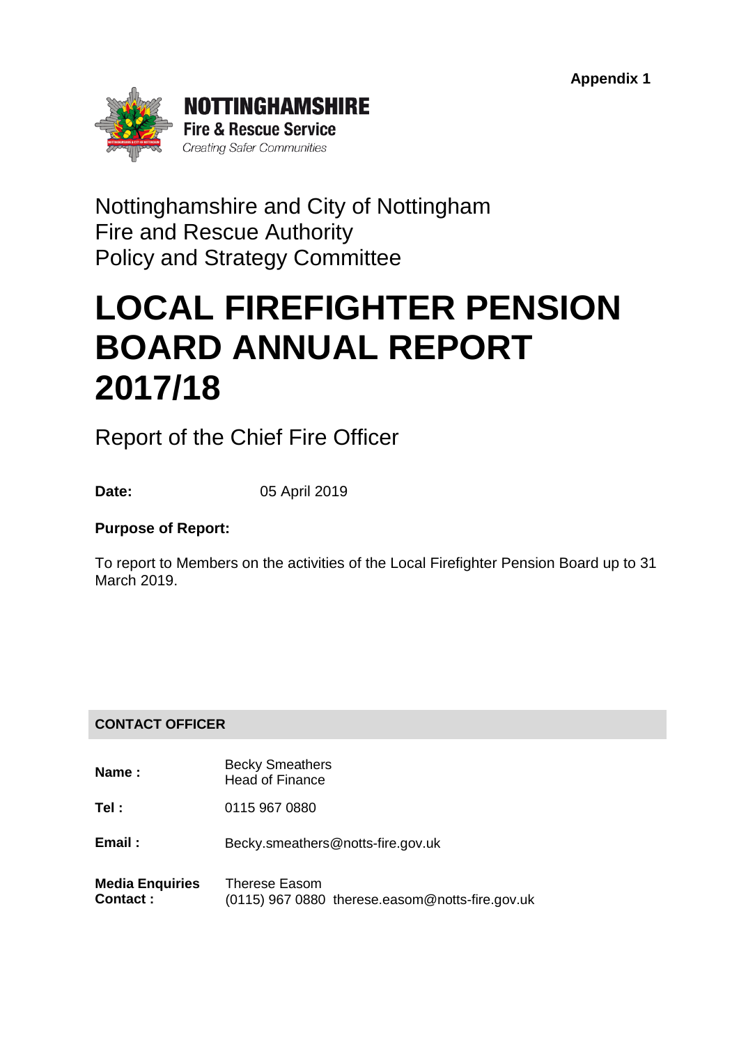Appendix 1

**NOTTINGHAMSHIRE**
**Fire & Rescue Service**
*Creating Safer Communities*

Nottinghamshire and City of Nottingham
Fire and Rescue Authority
Policy and Strategy Committee

# LOCAL FIREFIGHTER PENSION BOARD ANNUAL REPORT 2017/18

## Report of the Chief Fire Officer

**Date:** 05 April 2019

**Purpose of Report:**

To report to Members on the activities of the Local Firefighter Pension Board up to 31 March 2019.

| **CONTACT OFFICER** | |
|---|---|
| **Name :** | Becky Smeathers<br>Head of Finance |
| **Tel :** | 0115 967 0880 |
| **Email :** | Becky.smeathers@notts-fire.gov.uk |
| **Media Enquiries Contact :** | Therese Easom<br>(0115) 967 0880 therese.easom@notts-fire.gov.uk |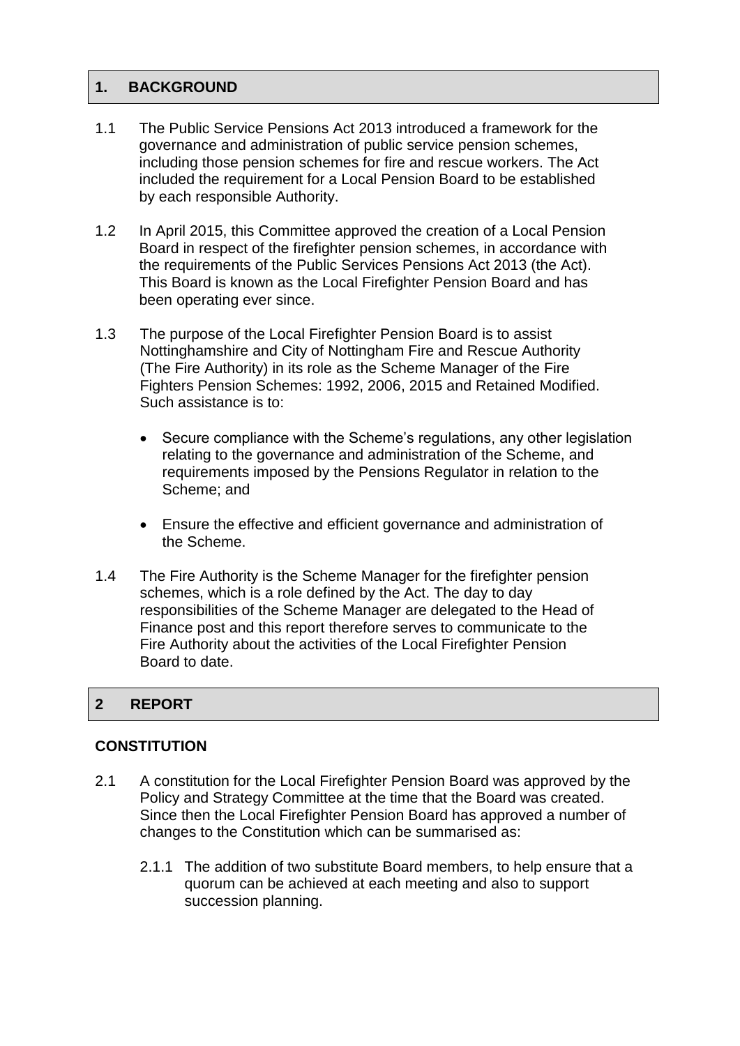## 1. BACKGROUND

1.1 The Public Service Pensions Act 2013 introduced a framework for the governance and administration of public service pension schemes, including those pension schemes for fire and rescue workers. The Act included the requirement for a Local Pension Board to be established by each responsible Authority.

1.2 In April 2015, this Committee approved the creation of a Local Pension Board in respect of the firefighter pension schemes, in accordance with the requirements of the Public Services Pensions Act 2013 (the Act). This Board is known as the Local Firefighter Pension Board and has been operating ever since.

1.3 The purpose of the Local Firefighter Pension Board is to assist Nottinghamshire and City of Nottingham Fire and Rescue Authority (The Fire Authority) in its role as the Scheme Manager of the Fire Fighters Pension Schemes: 1992, 2006, 2015 and Retained Modified. Such assistance is to:

- Secure compliance with the Scheme's regulations, any other legislation relating to the governance and administration of the Scheme, and requirements imposed by the Pensions Regulator in relation to the Scheme; and
- Ensure the effective and efficient governance and administration of the Scheme.

1.4 The Fire Authority is the Scheme Manager for the firefighter pension schemes, which is a role defined by the Act. The day to day responsibilities of the Scheme Manager are delegated to the Head of Finance post and this report therefore serves to communicate to the Fire Authority about the activities of the Local Firefighter Pension Board to date.

## 2 REPORT

### CONSTITUTION

2.1 A constitution for the Local Firefighter Pension Board was approved by the Policy and Strategy Committee at the time that the Board was created. Since then the Local Firefighter Pension Board has approved a number of changes to the Constitution which can be summarised as:

2.1.1 The addition of two substitute Board members, to help ensure that a quorum can be achieved at each meeting and also to support succession planning.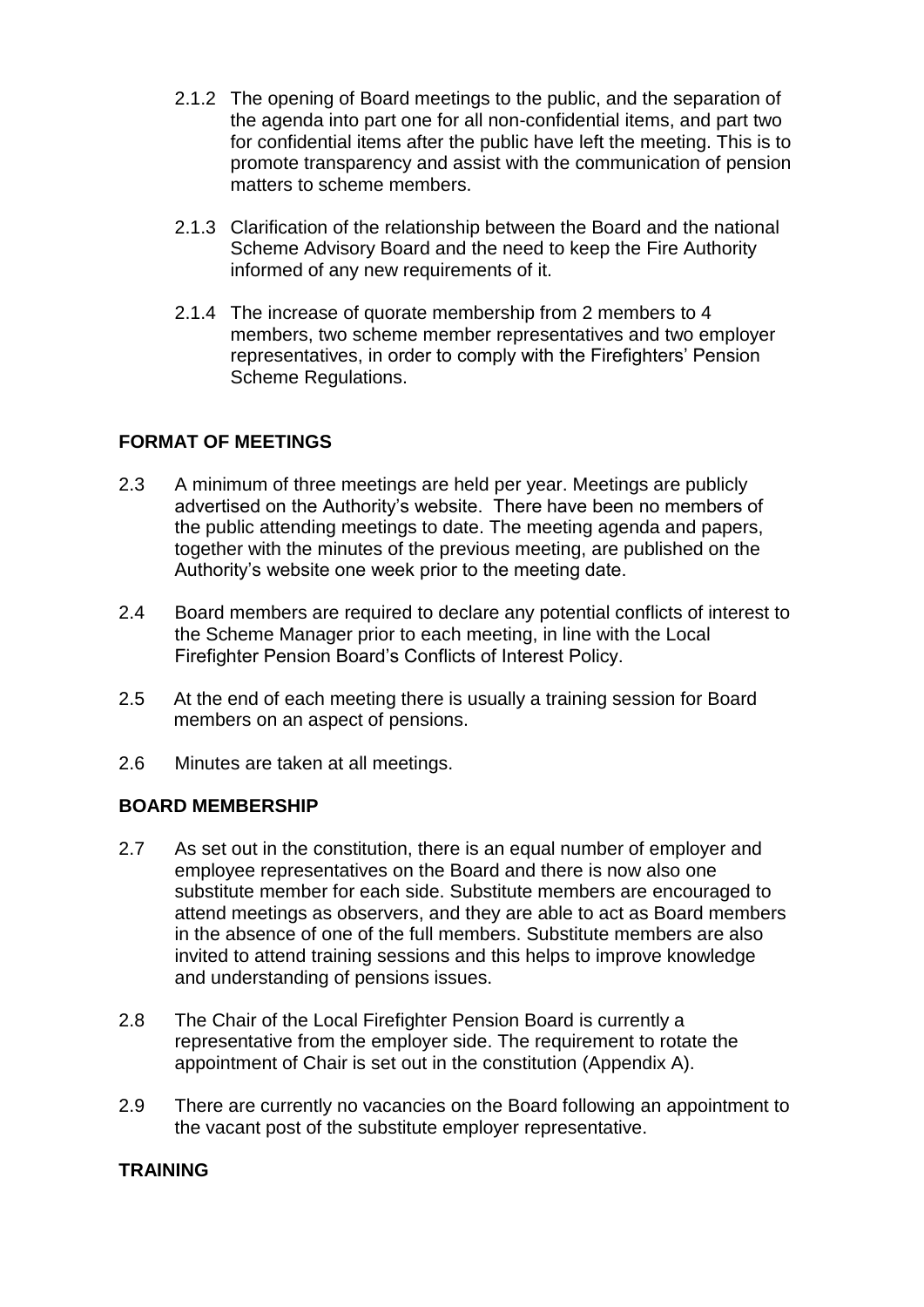2.1.2 The opening of Board meetings to the public, and the separation of the agenda into part one for all non-confidential items, and part two for confidential items after the public have left the meeting. This is to promote transparency and assist with the communication of pension matters to scheme members.

2.1.3 Clarification of the relationship between the Board and the national Scheme Advisory Board and the need to keep the Fire Authority informed of any new requirements of it.

2.1.4 The increase of quorate membership from 2 members to 4 members, two scheme member representatives and two employer representatives, in order to comply with the Firefighters' Pension Scheme Regulations.

**FORMAT OF MEETINGS**

2.3 A minimum of three meetings are held per year. Meetings are publicly advertised on the Authority's website. There have been no members of the public attending meetings to date. The meeting agenda and papers, together with the minutes of the previous meeting, are published on the Authority's website one week prior to the meeting date.

2.4 Board members are required to declare any potential conflicts of interest to the Scheme Manager prior to each meeting, in line with the Local Firefighter Pension Board's Conflicts of Interest Policy.

2.5 At the end of each meeting there is usually a training session for Board members on an aspect of pensions.

2.6 Minutes are taken at all meetings.

**BOARD MEMBERSHIP**

2.7 As set out in the constitution, there is an equal number of employer and employee representatives on the Board and there is now also one substitute member for each side. Substitute members are encouraged to attend meetings as observers, and they are able to act as Board members in the absence of one of the full members. Substitute members are also invited to attend training sessions and this helps to improve knowledge and understanding of pensions issues.

2.8 The Chair of the Local Firefighter Pension Board is currently a representative from the employer side. The requirement to rotate the appointment of Chair is set out in the constitution (Appendix A).

2.9 There are currently no vacancies on the Board following an appointment to the vacant post of the substitute employer representative.

**TRAINING**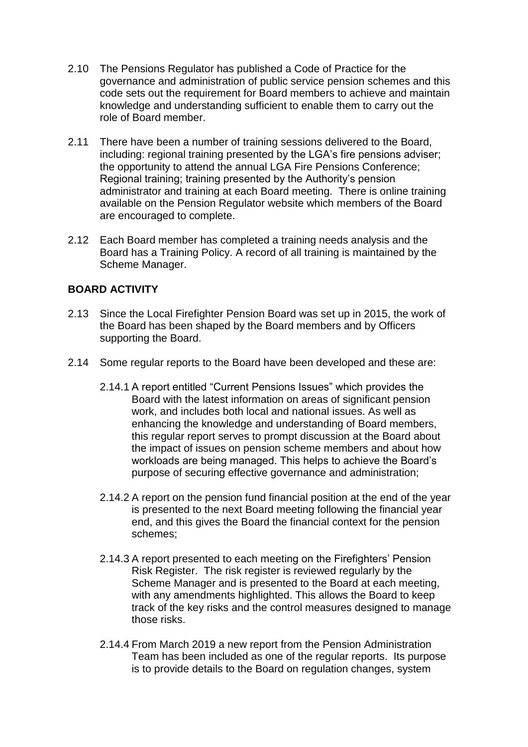2.10 The Pensions Regulator has published a Code of Practice for the governance and administration of public service pension schemes and this code sets out the requirement for Board members to achieve and maintain knowledge and understanding sufficient to enable them to carry out the role of Board member.

2.11 There have been a number of training sessions delivered to the Board, including: regional training presented by the LGA's fire pensions adviser; the opportunity to attend the annual LGA Fire Pensions Conference; Regional training; training presented by the Authority's pension administrator and training at each Board meeting. There is online training available on the Pension Regulator website which members of the Board are encouraged to complete.

2.12 Each Board member has completed a training needs analysis and the Board has a Training Policy. A record of all training is maintained by the Scheme Manager.

**BOARD ACTIVITY**

2.13 Since the Local Firefighter Pension Board was set up in 2015, the work of the Board has been shaped by the Board members and by Officers supporting the Board.

2.14 Some regular reports to the Board have been developed and these are:

2.14.1 A report entitled "Current Pensions Issues" which provides the Board with the latest information on areas of significant pension work, and includes both local and national issues. As well as enhancing the knowledge and understanding of Board members, this regular report serves to prompt discussion at the Board about the impact of issues on pension scheme members and about how workloads are being managed. This helps to achieve the Board's purpose of securing effective governance and administration;

2.14.2 A report on the pension fund financial position at the end of the year is presented to the next Board meeting following the financial year end, and this gives the Board the financial context for the pension schemes;

2.14.3 A report presented to each meeting on the Firefighters' Pension Risk Register. The risk register is reviewed regularly by the Scheme Manager and is presented to the Board at each meeting, with any amendments highlighted. This allows the Board to keep track of the key risks and the control measures designed to manage those risks.

2.14.4 From March 2019 a new report from the Pension Administration Team has been included as one of the regular reports. Its purpose is to provide details to the Board on regulation changes, system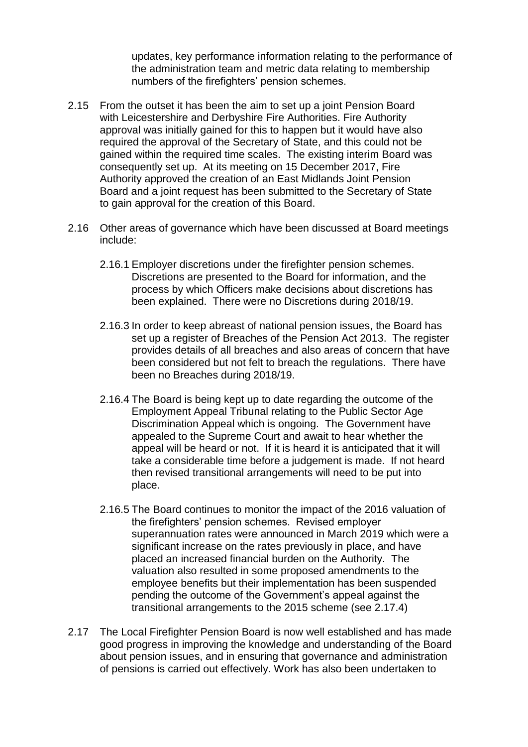updates, key performance information relating to the performance of the administration team and metric data relating to membership numbers of the firefighters' pension schemes.

2.15 From the outset it has been the aim to set up a joint Pension Board with Leicestershire and Derbyshire Fire Authorities. Fire Authority approval was initially gained for this to happen but it would have also required the approval of the Secretary of State, and this could not be gained within the required time scales. The existing interim Board was consequently set up. At its meeting on 15 December 2017, Fire Authority approved the creation of an East Midlands Joint Pension Board and a joint request has been submitted to the Secretary of State to gain approval for the creation of this Board.

2.16 Other areas of governance which have been discussed at Board meetings include:

2.16.1 Employer discretions under the firefighter pension schemes. Discretions are presented to the Board for information, and the process by which Officers make decisions about discretions has been explained. There were no Discretions during 2018/19.

2.16.3 In order to keep abreast of national pension issues, the Board has set up a register of Breaches of the Pension Act 2013. The register provides details of all breaches and also areas of concern that have been considered but not felt to breach the regulations. There have been no Breaches during 2018/19.

2.16.4 The Board is being kept up to date regarding the outcome of the Employment Appeal Tribunal relating to the Public Sector Age Discrimination Appeal which is ongoing. The Government have appealed to the Supreme Court and await to hear whether the appeal will be heard or not. If it is heard it is anticipated that it will take a considerable time before a judgement is made. If not heard then revised transitional arrangements will need to be put into place.

2.16.5 The Board continues to monitor the impact of the 2016 valuation of the firefighters' pension schemes. Revised employer superannuation rates were announced in March 2019 which were a significant increase on the rates previously in place, and have placed an increased financial burden on the Authority. The valuation also resulted in some proposed amendments to the employee benefits but their implementation has been suspended pending the outcome of the Government's appeal against the transitional arrangements to the 2015 scheme (see 2.17.4)

2.17 The Local Firefighter Pension Board is now well established and has made good progress in improving the knowledge and understanding of the Board about pension issues, and in ensuring that governance and administration of pensions is carried out effectively. Work has also been undertaken to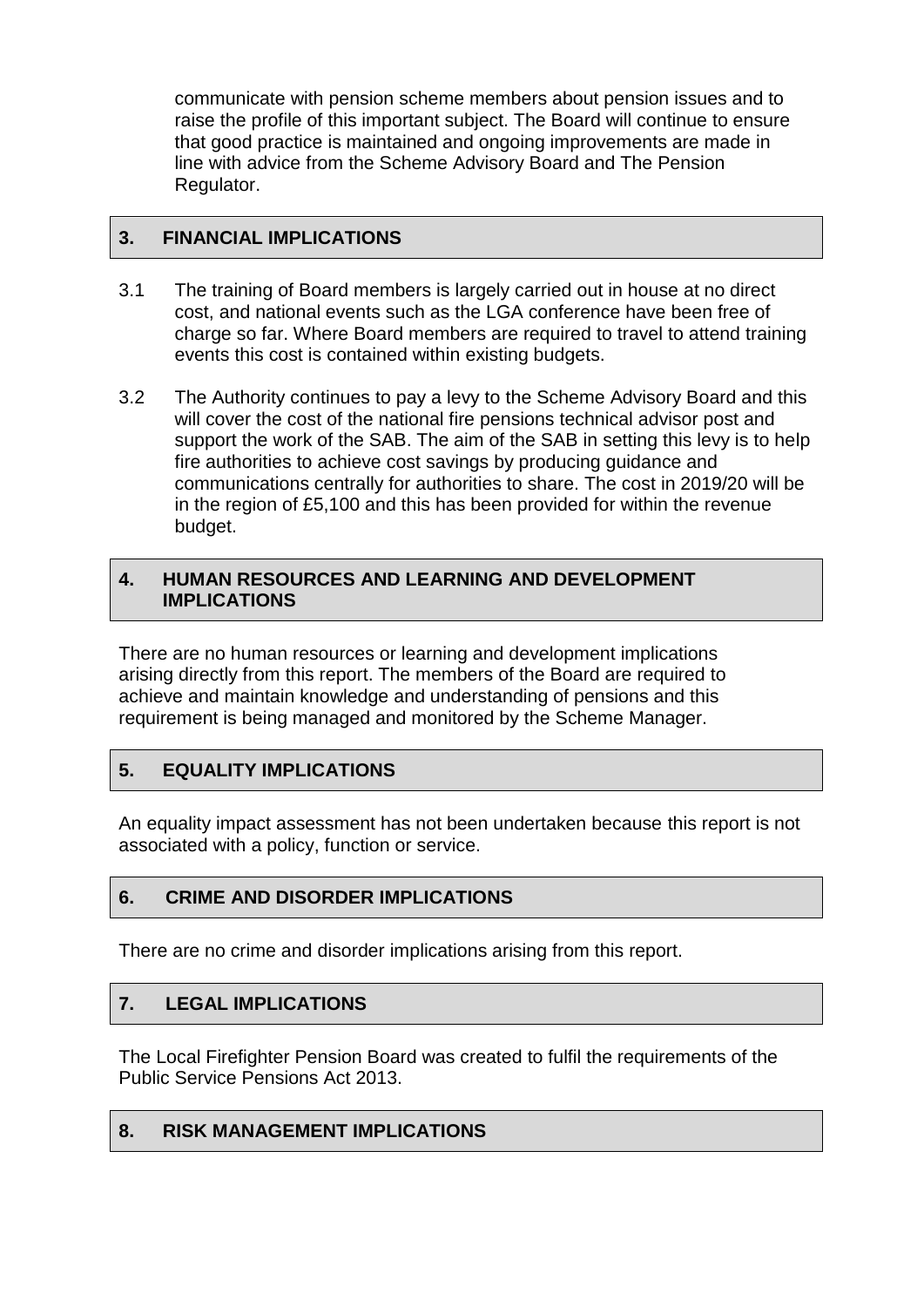communicate with pension scheme members about pension issues and to raise the profile of this important subject. The Board will continue to ensure that good practice is maintained and ongoing improvements are made in line with advice from the Scheme Advisory Board and The Pension Regulator.

## 3. FINANCIAL IMPLICATIONS

3.1 The training of Board members is largely carried out in house at no direct cost, and national events such as the LGA conference have been free of charge so far. Where Board members are required to travel to attend training events this cost is contained within existing budgets.

3.2 The Authority continues to pay a levy to the Scheme Advisory Board and this will cover the cost of the national fire pensions technical advisor post and support the work of the SAB. The aim of the SAB in setting this levy is to help fire authorities to achieve cost savings by producing guidance and communications centrally for authorities to share. The cost in 2019/20 will be in the region of £5,100 and this has been provided for within the revenue budget.

## 4. HUMAN RESOURCES AND LEARNING AND DEVELOPMENT IMPLICATIONS

There are no human resources or learning and development implications arising directly from this report. The members of the Board are required to achieve and maintain knowledge and understanding of pensions and this requirement is being managed and monitored by the Scheme Manager.

## 5. EQUALITY IMPLICATIONS

An equality impact assessment has not been undertaken because this report is not associated with a policy, function or service.

## 6. CRIME AND DISORDER IMPLICATIONS

There are no crime and disorder implications arising from this report.

## 7. LEGAL IMPLICATIONS

The Local Firefighter Pension Board was created to fulfil the requirements of the Public Service Pensions Act 2013.

## 8. RISK MANAGEMENT IMPLICATIONS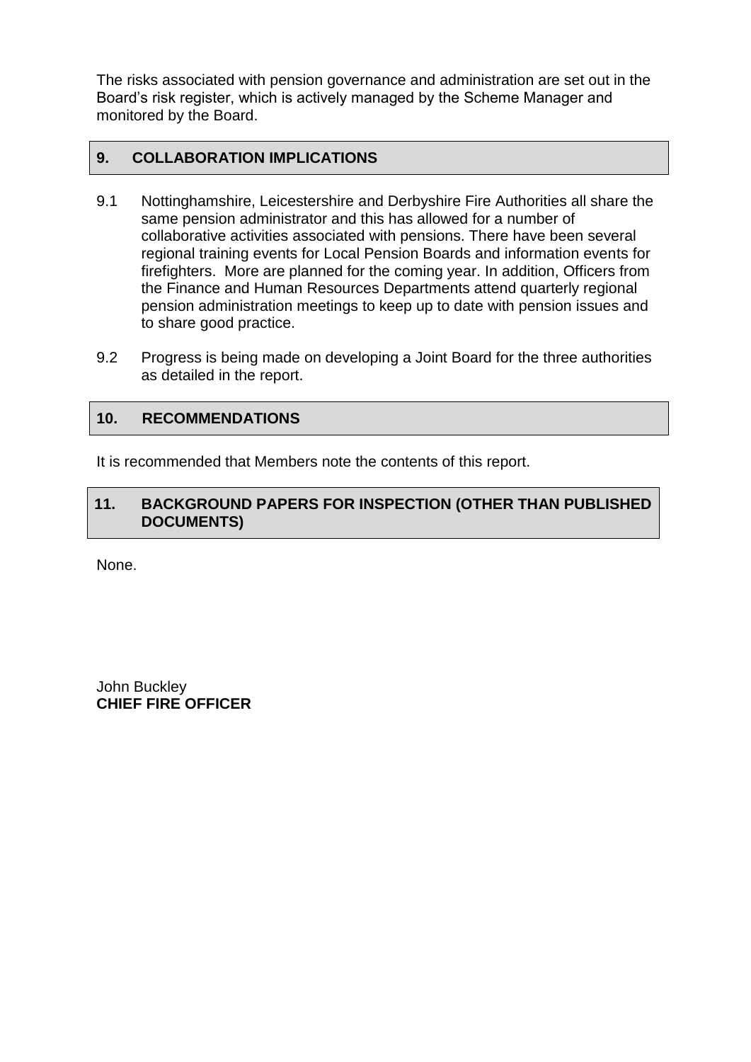The risks associated with pension governance and administration are set out in the Board's risk register, which is actively managed by the Scheme Manager and monitored by the Board.

## 9. COLLABORATION IMPLICATIONS

9.1 Nottinghamshire, Leicestershire and Derbyshire Fire Authorities all share the same pension administrator and this has allowed for a number of collaborative activities associated with pensions. There have been several regional training events for Local Pension Boards and information events for firefighters. More are planned for the coming year. In addition, Officers from the Finance and Human Resources Departments attend quarterly regional pension administration meetings to keep up to date with pension issues and to share good practice.

9.2 Progress is being made on developing a Joint Board for the three authorities as detailed in the report.

## 10. RECOMMENDATIONS

It is recommended that Members note the contents of this report.

## 11. BACKGROUND PAPERS FOR INSPECTION (OTHER THAN PUBLISHED DOCUMENTS)

None.

John Buckley
**CHIEF FIRE OFFICER**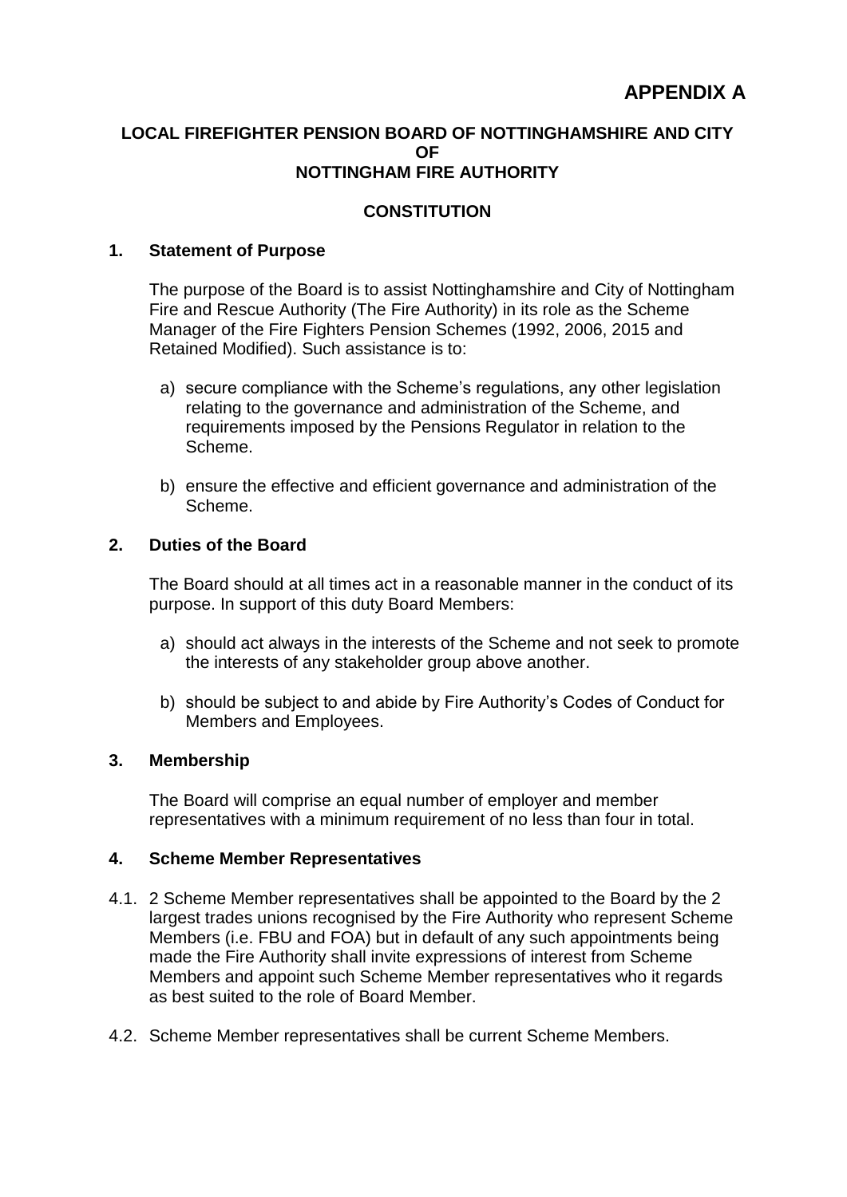**APPENDIX A**

# LOCAL FIREFIGHTER PENSION BOARD OF NOTTINGHAMSHIRE AND CITY OF NOTTINGHAM FIRE AUTHORITY

## CONSTITUTION

### 1. Statement of Purpose

The purpose of the Board is to assist Nottinghamshire and City of Nottingham Fire and Rescue Authority (The Fire Authority) in its role as the Scheme Manager of the Fire Fighters Pension Schemes (1992, 2006, 2015 and Retained Modified). Such assistance is to:

a) secure compliance with the Scheme's regulations, any other legislation relating to the governance and administration of the Scheme, and requirements imposed by the Pensions Regulator in relation to the Scheme.

b) ensure the effective and efficient governance and administration of the Scheme.

### 2. Duties of the Board

The Board should at all times act in a reasonable manner in the conduct of its purpose. In support of this duty Board Members:

a) should act always in the interests of the Scheme and not seek to promote the interests of any stakeholder group above another.

b) should be subject to and abide by Fire Authority's Codes of Conduct for Members and Employees.

### 3. Membership

The Board will comprise an equal number of employer and member representatives with a minimum requirement of no less than four in total.

### 4. Scheme Member Representatives

4.1. 2 Scheme Member representatives shall be appointed to the Board by the 2 largest trades unions recognised by the Fire Authority who represent Scheme Members (i.e. FBU and FOA) but in default of any such appointments being made the Fire Authority shall invite expressions of interest from Scheme Members and appoint such Scheme Member representatives who it regards as best suited to the role of Board Member.

4.2. Scheme Member representatives shall be current Scheme Members.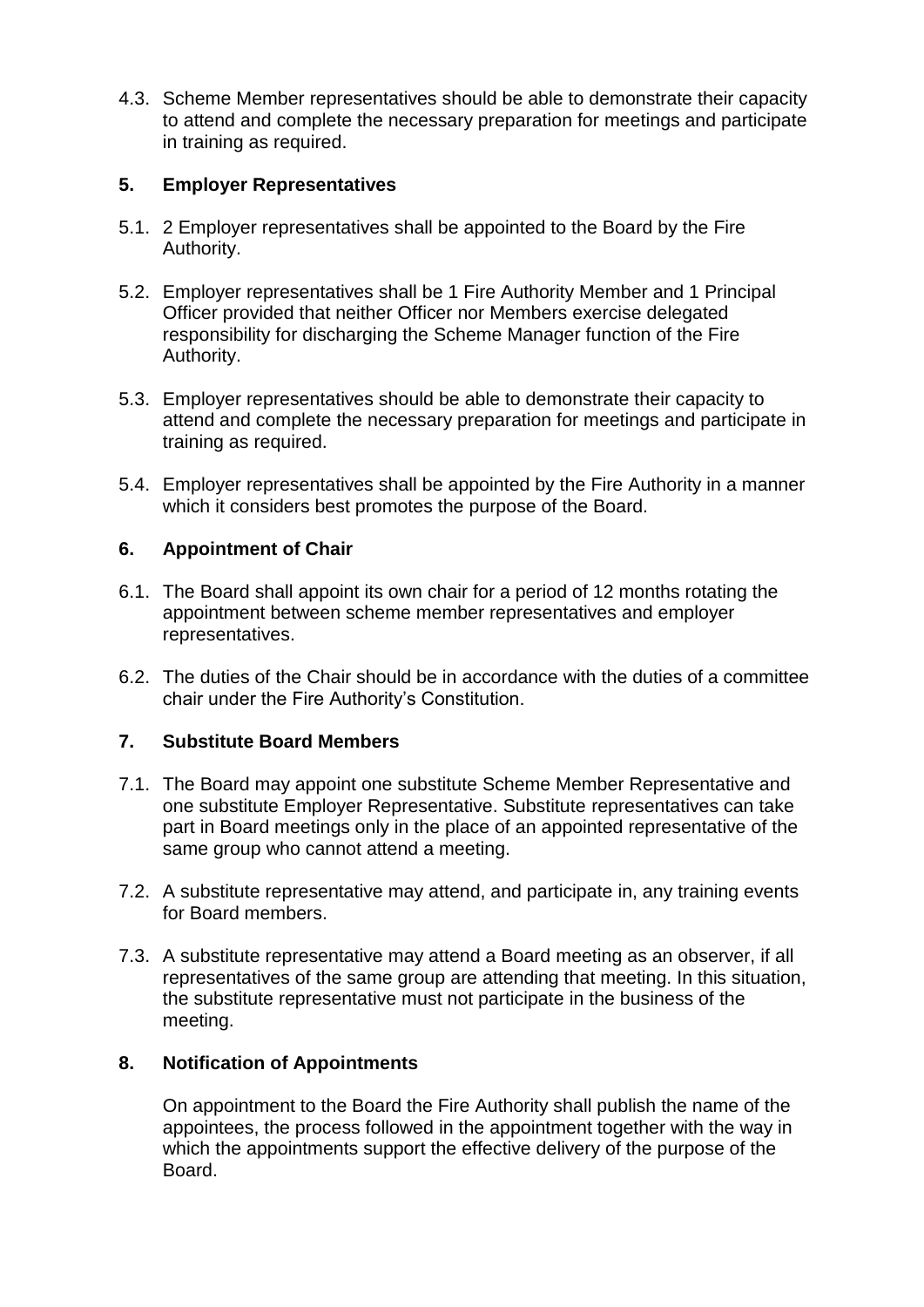4.3. Scheme Member representatives should be able to demonstrate their capacity to attend and complete the necessary preparation for meetings and participate in training as required.

## 5. Employer Representatives

5.1. 2 Employer representatives shall be appointed to the Board by the Fire Authority.

5.2. Employer representatives shall be 1 Fire Authority Member and 1 Principal Officer provided that neither Officer nor Members exercise delegated responsibility for discharging the Scheme Manager function of the Fire Authority.

5.3. Employer representatives should be able to demonstrate their capacity to attend and complete the necessary preparation for meetings and participate in training as required.

5.4. Employer representatives shall be appointed by the Fire Authority in a manner which it considers best promotes the purpose of the Board.

## 6. Appointment of Chair

6.1. The Board shall appoint its own chair for a period of 12 months rotating the appointment between scheme member representatives and employer representatives.

6.2. The duties of the Chair should be in accordance with the duties of a committee chair under the Fire Authority's Constitution.

## 7. Substitute Board Members

7.1. The Board may appoint one substitute Scheme Member Representative and one substitute Employer Representative. Substitute representatives can take part in Board meetings only in the place of an appointed representative of the same group who cannot attend a meeting.

7.2. A substitute representative may attend, and participate in, any training events for Board members.

7.3. A substitute representative may attend a Board meeting as an observer, if all representatives of the same group are attending that meeting. In this situation, the substitute representative must not participate in the business of the meeting.

## 8. Notification of Appointments

On appointment to the Board the Fire Authority shall publish the name of the appointees, the process followed in the appointment together with the way in which the appointments support the effective delivery of the purpose of the Board.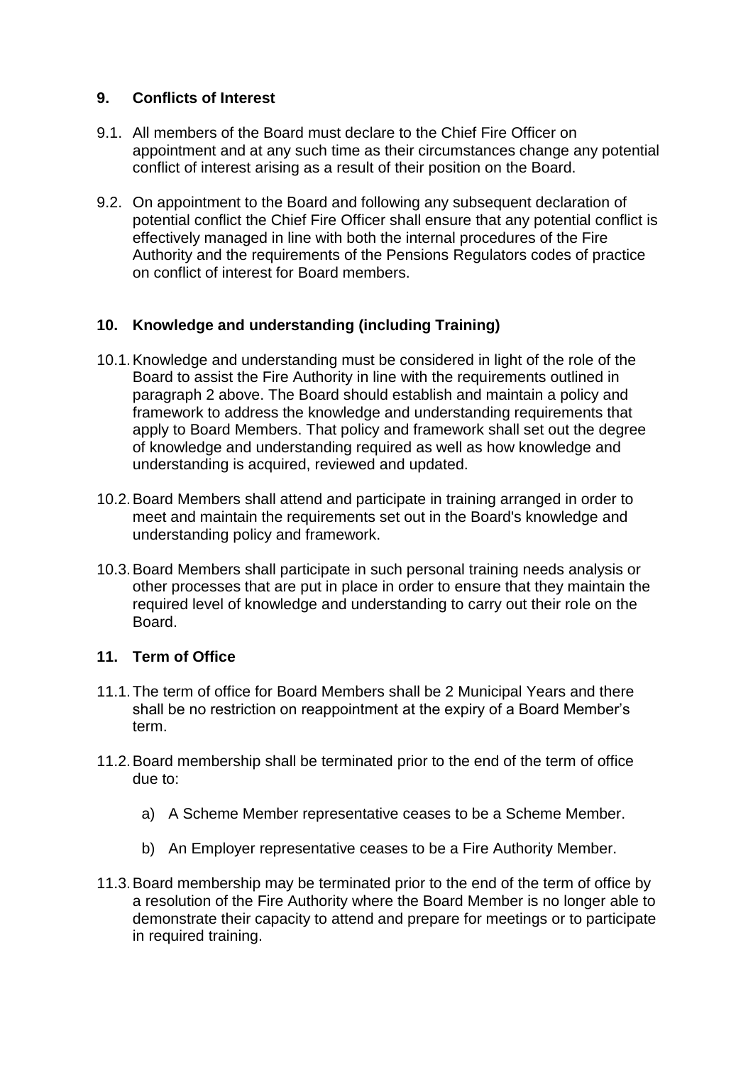## 9. Conflicts of Interest

9.1. All members of the Board must declare to the Chief Fire Officer on appointment and at any such time as their circumstances change any potential conflict of interest arising as a result of their position on the Board.

9.2. On appointment to the Board and following any subsequent declaration of potential conflict the Chief Fire Officer shall ensure that any potential conflict is effectively managed in line with both the internal procedures of the Fire Authority and the requirements of the Pensions Regulators codes of practice on conflict of interest for Board members.

## 10. Knowledge and understanding (including Training)

10.1. Knowledge and understanding must be considered in light of the role of the Board to assist the Fire Authority in line with the requirements outlined in paragraph 2 above. The Board should establish and maintain a policy and framework to address the knowledge and understanding requirements that apply to Board Members. That policy and framework shall set out the degree of knowledge and understanding required as well as how knowledge and understanding is acquired, reviewed and updated.

10.2. Board Members shall attend and participate in training arranged in order to meet and maintain the requirements set out in the Board's knowledge and understanding policy and framework.

10.3. Board Members shall participate in such personal training needs analysis or other processes that are put in place in order to ensure that they maintain the required level of knowledge and understanding to carry out their role on the Board.

## 11. Term of Office

11.1. The term of office for Board Members shall be 2 Municipal Years and there shall be no restriction on reappointment at the expiry of a Board Member's term.

11.2. Board membership shall be terminated prior to the end of the term of office due to:

a) A Scheme Member representative ceases to be a Scheme Member.

b) An Employer representative ceases to be a Fire Authority Member.

11.3. Board membership may be terminated prior to the end of the term of office by a resolution of the Fire Authority where the Board Member is no longer able to demonstrate their capacity to attend and prepare for meetings or to participate in required training.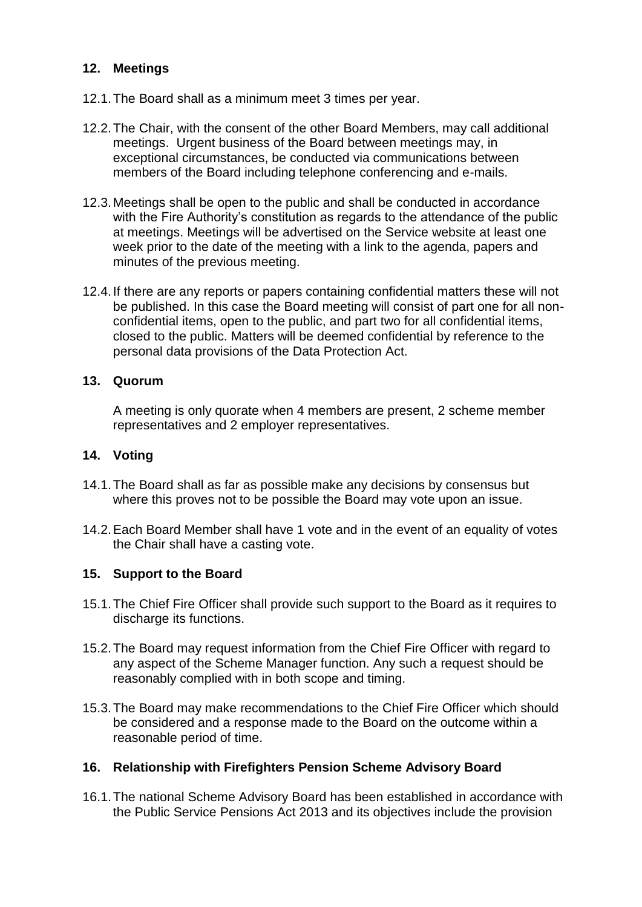## 12. Meetings

12.1. The Board shall as a minimum meet 3 times per year.

12.2. The Chair, with the consent of the other Board Members, may call additional meetings. Urgent business of the Board between meetings may, in exceptional circumstances, be conducted via communications between members of the Board including telephone conferencing and e-mails.

12.3. Meetings shall be open to the public and shall be conducted in accordance with the Fire Authority's constitution as regards to the attendance of the public at meetings. Meetings will be advertised on the Service website at least one week prior to the date of the meeting with a link to the agenda, papers and minutes of the previous meeting.

12.4. If there are any reports or papers containing confidential matters these will not be published. In this case the Board meeting will consist of part one for all non-confidential items, open to the public, and part two for all confidential items, closed to the public. Matters will be deemed confidential by reference to the personal data provisions of the Data Protection Act.

## 13. Quorum

A meeting is only quorate when 4 members are present, 2 scheme member representatives and 2 employer representatives.

## 14. Voting

14.1. The Board shall as far as possible make any decisions by consensus but where this proves not to be possible the Board may vote upon an issue.

14.2. Each Board Member shall have 1 vote and in the event of an equality of votes the Chair shall have a casting vote.

## 15. Support to the Board

15.1. The Chief Fire Officer shall provide such support to the Board as it requires to discharge its functions.

15.2. The Board may request information from the Chief Fire Officer with regard to any aspect of the Scheme Manager function. Any such a request should be reasonably complied with in both scope and timing.

15.3. The Board may make recommendations to the Chief Fire Officer which should be considered and a response made to the Board on the outcome within a reasonable period of time.

## 16. Relationship with Firefighters Pension Scheme Advisory Board

16.1. The national Scheme Advisory Board has been established in accordance with the Public Service Pensions Act 2013 and its objectives include the provision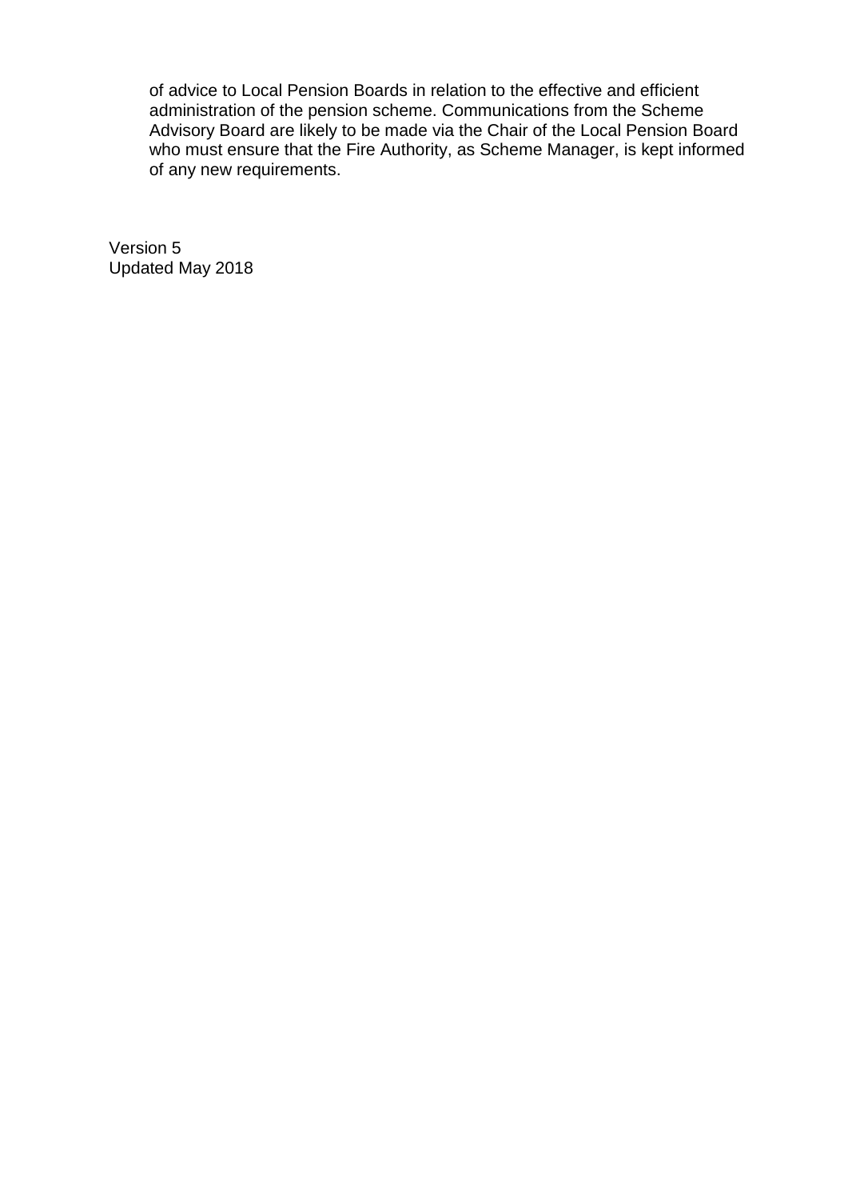of advice to Local Pension Boards in relation to the effective and efficient administration of the pension scheme. Communications from the Scheme Advisory Board are likely to be made via the Chair of the Local Pension Board who must ensure that the Fire Authority, as Scheme Manager, is kept informed of any new requirements.

Version 5
Updated May 2018